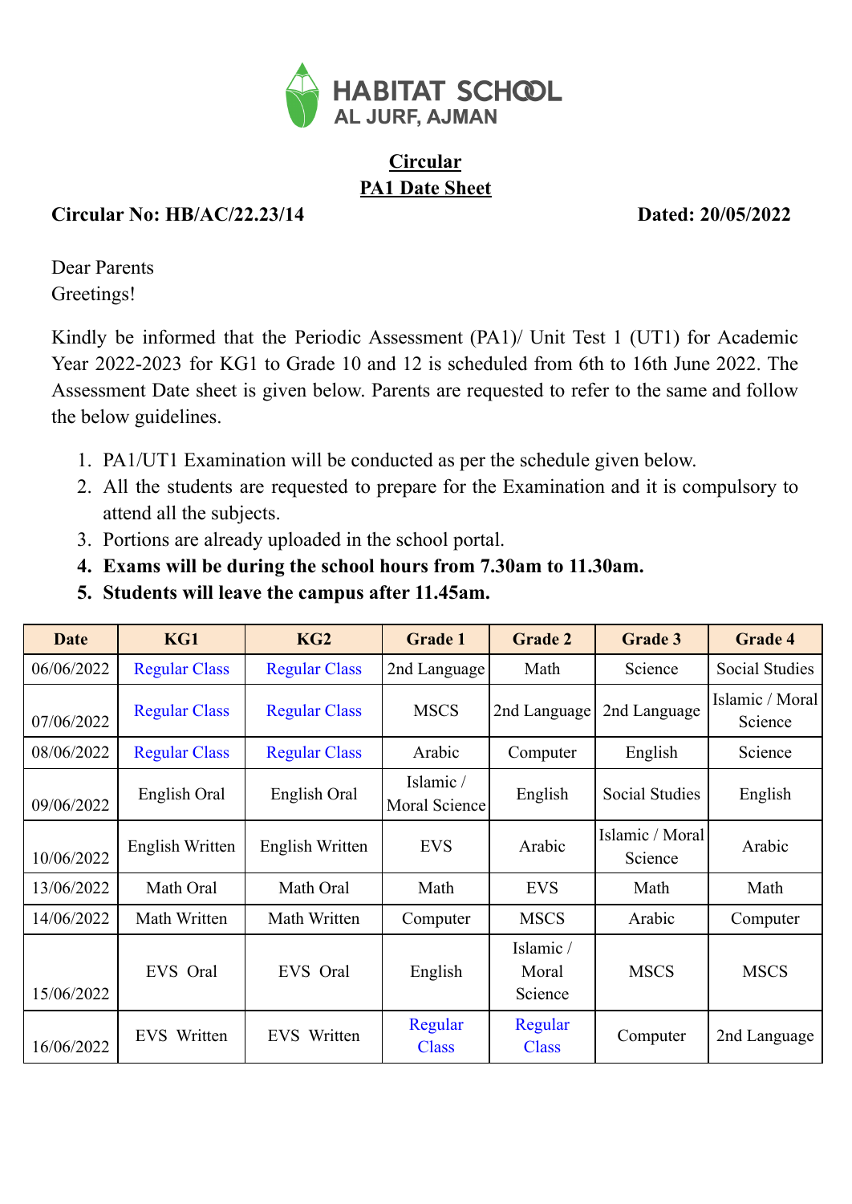**HABITAT SCHOOL**
**AL JURF, AJMAN**

## Circular
## PA1 Date Sheet

**Circular No: HB/AC/22.23/14** **Dated: 20/05/2022**

Dear Parents
Greetings!

Kindly be informed that the Periodic Assessment (PA1)/ Unit Test 1 (UT1) for Academic Year 2022-2023 for KG1 to Grade 10 and 12 is scheduled from 6th to 16th June 2022. The Assessment Date sheet is given below. Parents are requested to refer to the same and follow the below guidelines.

1. PA1/UT1 Examination will be conducted as per the schedule given below.
2. All the students are requested to prepare for the Examination and it is compulsory to attend all the subjects.
3. Portions are already uploaded in the school portal.
4. **Exams will be during the school hours from 7.30am to 11.30am.**
5. **Students will leave the campus after 11.45am.**

| Date | KG1 | KG2 | Grade 1 | Grade 2 | Grade 3 | Grade 4 |
|---|---|---|---|---|---|---|
| 06/06/2022 | Regular Class | Regular Class | 2nd Language | Math | Science | Social Studies |
| 07/06/2022 | Regular Class | Regular Class | MSCS | 2nd Language | 2nd Language | Islamic / Moral Science |
| 08/06/2022 | Regular Class | Regular Class | Arabic | Computer | English | Science |
| 09/06/2022 | English Oral | English Oral | Islamic / Moral Science | English | Social Studies | English |
| 10/06/2022 | English Written | English Written | EVS | Arabic | Islamic / Moral Science | Arabic |
| 13/06/2022 | Math Oral | Math Oral | Math | EVS | Math | Math |
| 14/06/2022 | Math Written | Math Written | Computer | MSCS | Arabic | Computer |
| 15/06/2022 | EVS Oral | EVS Oral | English | Islamic / Moral Science | MSCS | MSCS |
| 16/06/2022 | EVS Written | EVS Written | Regular Class | Regular Class | Computer | 2nd Language |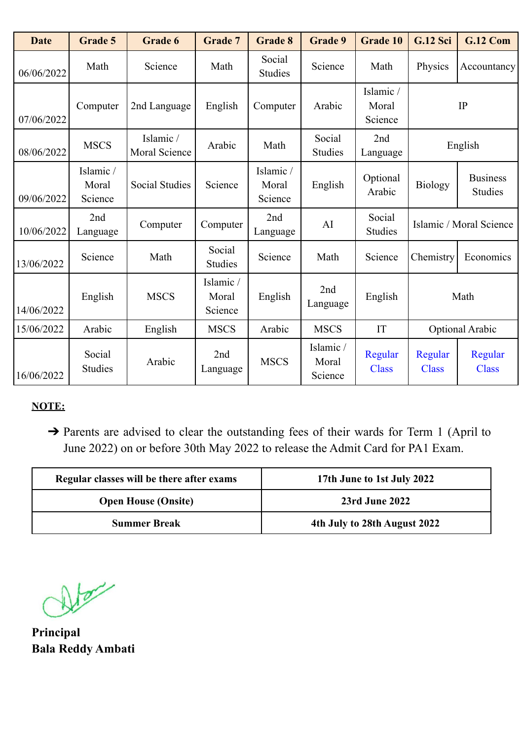| Date | Grade 5 | Grade 6 | Grade 7 | Grade 8 | Grade 9 | Grade 10 | G.12 Sci | G.12 Com |
|---|---|---|---|---|---|---|---|---|
| 06/06/2022 | Math | Science | Math | Social Studies | Science | Math | Physics | Accountancy |
| 07/06/2022 | Computer | 2nd Language | English | Computer | Arabic | Islamic / Moral Science | IP | |
| 08/06/2022 | MSCS | Islamic / Moral Science | Arabic | Math | Social Studies | 2nd Language | English | |
| 09/06/2022 | Islamic / Moral Science | Social Studies | Science | Islamic / Moral Science | English | Optional Arabic | Biology | Business Studies |
| 10/06/2022 | 2nd Language | Computer | Computer | 2nd Language | AI | Social Studies | Islamic / Moral Science | |
| 13/06/2022 | Science | Math | Social Studies | Science | Math | Science | Chemistry | Economics |
| 14/06/2022 | English | MSCS | Islamic / Moral Science | English | 2nd Language | English | Math | |
| 15/06/2022 | Arabic | English | MSCS | Arabic | MSCS | IT | Optional Arabic | |
| 16/06/2022 | Social Studies | Arabic | 2nd Language | MSCS | Islamic / Moral Science | Regular Class | Regular Class | Regular Class |

**NOTE:**

➔ Parents are advised to clear the outstanding fees of their wards for Term 1 (April to June 2022) on or before 30th May 2022 to release the Admit Card for PA1 Exam.

| | |
|---|---|
| **Regular classes will be there after exams** | **17th June to 1st July 2022** |
| **Open House (Onsite)** | **23rd June 2022** |
| **Summer Break** | **4th July to 28th August 2022** |

**Principal**
**Bala Reddy Ambati**